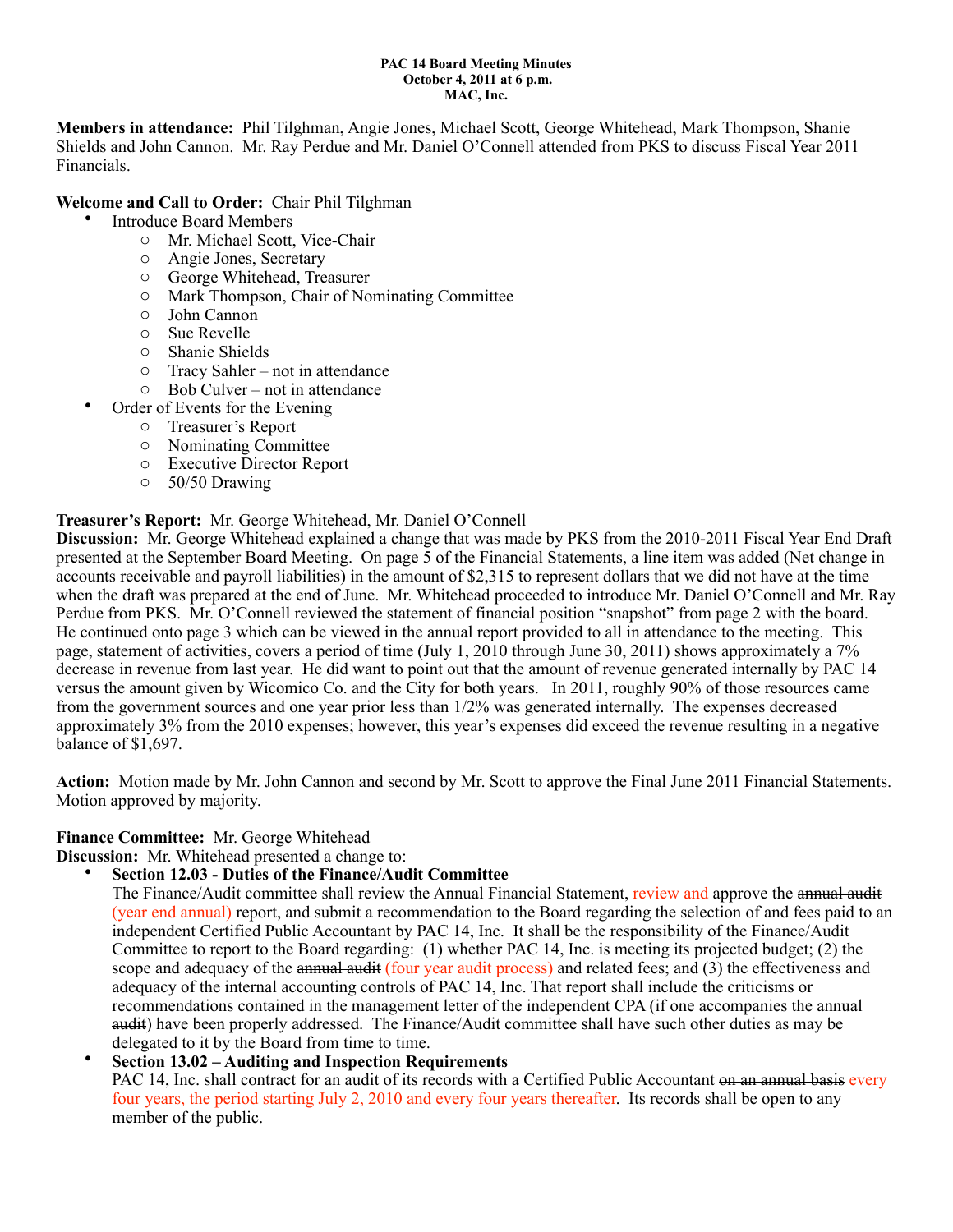**PAC 14 Board Meeting Minutes**
**October 4, 2011 at 6 p.m.**
**MAC, Inc.**

**Members in attendance:** Phil Tilghman, Angie Jones, Michael Scott, George Whitehead, Mark Thompson, Shanie Shields and John Cannon. Mr. Ray Perdue and Mr. Daniel O'Connell attended from PKS to discuss Fiscal Year 2011 Financials.

**Welcome and Call to Order:** Chair Phil Tilghman

- Introduce Board Members
  - Mr. Michael Scott, Vice-Chair
  - Angie Jones, Secretary
  - George Whitehead, Treasurer
  - Mark Thompson, Chair of Nominating Committee
  - John Cannon
  - Sue Revelle
  - Shanie Shields
  - Tracy Sahler – not in attendance
  - Bob Culver – not in attendance
- Order of Events for the Evening
  - Treasurer's Report
  - Nominating Committee
  - Executive Director Report
  - 50/50 Drawing

**Treasurer's Report:** Mr. George Whitehead, Mr. Daniel O'Connell
**Discussion:** Mr. George Whitehead explained a change that was made by PKS from the 2010-2011 Fiscal Year End Draft presented at the September Board Meeting. On page 5 of the Financial Statements, a line item was added (Net change in accounts receivable and payroll liabilities) in the amount of $2,315 to represent dollars that we did not have at the time when the draft was prepared at the end of June. Mr. Whitehead proceeded to introduce Mr. Daniel O'Connell and Mr. Ray Perdue from PKS. Mr. O'Connell reviewed the statement of financial position "snapshot" from page 2 with the board. He continued onto page 3 which can be viewed in the annual report provided to all in attendance to the meeting. This page, statement of activities, covers a period of time (July 1, 2010 through June 30, 2011) shows approximately a 7% decrease in revenue from last year. He did want to point out that the amount of revenue generated internally by PAC 14 versus the amount given by Wicomico Co. and the City for both years. In 2011, roughly 90% of those resources came from the government sources and one year prior less than 1/2% was generated internally. The expenses decreased approximately 3% from the 2010 expenses; however, this year's expenses did exceed the revenue resulting in a negative balance of $1,697.

**Action:** Motion made by Mr. John Cannon and second by Mr. Scott to approve the Final June 2011 Financial Statements. Motion approved by majority.

**Finance Committee:** Mr. George Whitehead
**Discussion:** Mr. Whitehead presented a change to:

- **Section 12.03 - Duties of the Finance/Audit Committee**
  The Finance/Audit committee shall review the Annual Financial Statement, review and approve the ~~annual audit~~ (year end annual) report, and submit a recommendation to the Board regarding the selection of and fees paid to an independent Certified Public Accountant by PAC 14, Inc. It shall be the responsibility of the Finance/Audit Committee to report to the Board regarding: (1) whether PAC 14, Inc. is meeting its projected budget; (2) the scope and adequacy of the ~~annual audit~~ (four year audit process) and related fees; and (3) the effectiveness and adequacy of the internal accounting controls of PAC 14, Inc. That report shall include the criticisms or recommendations contained in the management letter of the independent CPA (if one accompanies the annual ~~audit~~) have been properly addressed. The Finance/Audit committee shall have such other duties as may be delegated to it by the Board from time to time.
- **Section 13.02 – Auditing and Inspection Requirements**
  PAC 14, Inc. shall contract for an audit of its records with a Certified Public Accountant ~~on an annual basis~~ every four years, the period starting July 2, 2010 and every four years thereafter. Its records shall be open to any member of the public.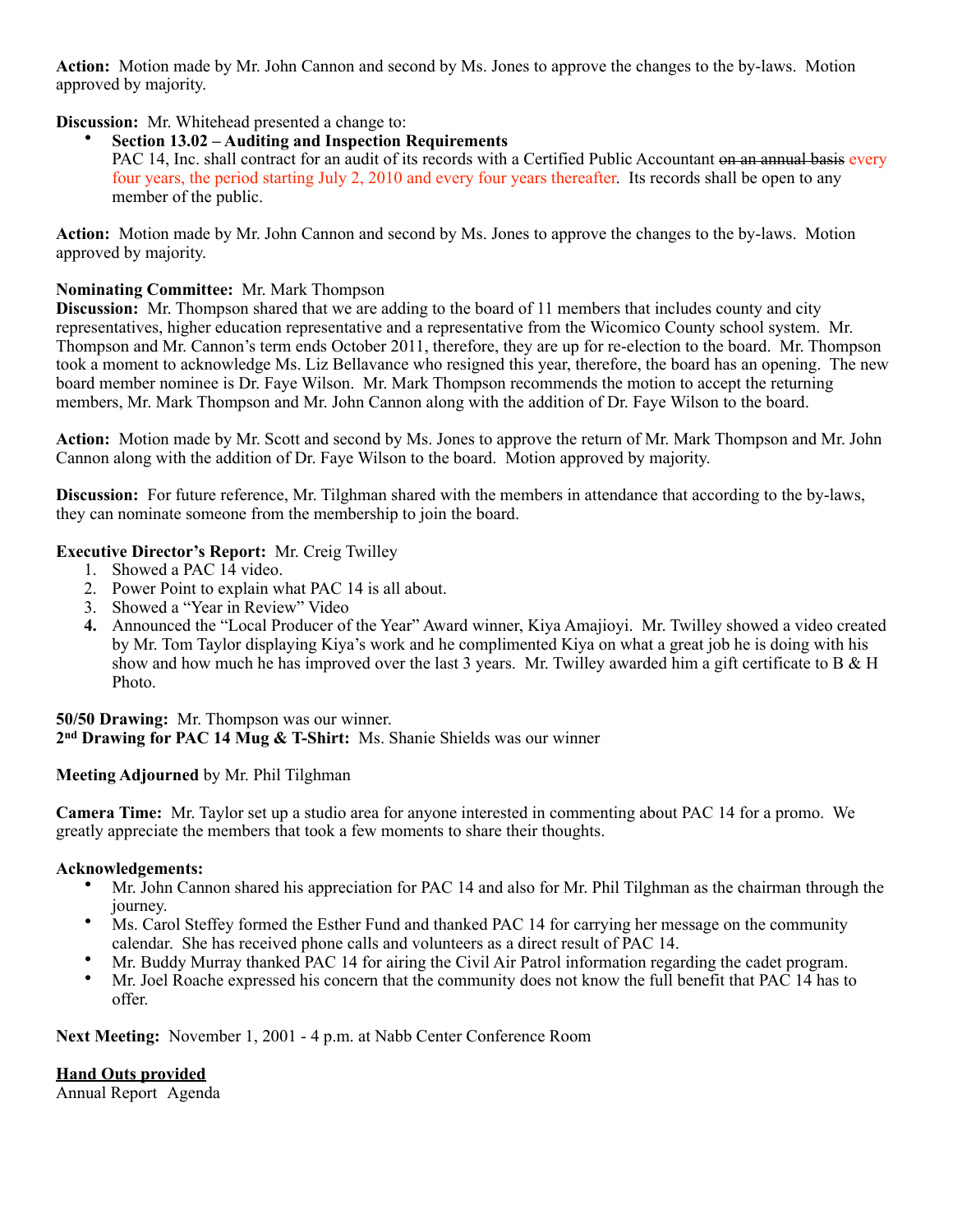**Action:** Motion made by Mr. John Cannon and second by Ms. Jones to approve the changes to the by-laws. Motion approved by majority.

**Discussion:** Mr. Whitehead presented a change to:

- **Section 13.02 – Auditing and Inspection Requirements**
  PAC 14, Inc. shall contract for an audit of its records with a Certified Public Accountant ~~on an annual basis~~ every four years, the period starting July 2, 2010 and every four years thereafter. Its records shall be open to any member of the public.

**Action:** Motion made by Mr. John Cannon and second by Ms. Jones to approve the changes to the by-laws. Motion approved by majority.

**Nominating Committee:** Mr. Mark Thompson
**Discussion:** Mr. Thompson shared that we are adding to the board of 11 members that includes county and city representatives, higher education representative and a representative from the Wicomico County school system. Mr. Thompson and Mr. Cannon's term ends October 2011, therefore, they are up for re-election to the board. Mr. Thompson took a moment to acknowledge Ms. Liz Bellavance who resigned this year, therefore, the board has an opening. The new board member nominee is Dr. Faye Wilson. Mr. Mark Thompson recommends the motion to accept the returning members, Mr. Mark Thompson and Mr. John Cannon along with the addition of Dr. Faye Wilson to the board.

**Action:** Motion made by Mr. Scott and second by Ms. Jones to approve the return of Mr. Mark Thompson and Mr. John Cannon along with the addition of Dr. Faye Wilson to the board. Motion approved by majority.

**Discussion:** For future reference, Mr. Tilghman shared with the members in attendance that according to the by-laws, they can nominate someone from the membership to join the board.

**Executive Director's Report:** Mr. Creig Twilley

1. Showed a PAC 14 video.
2. Power Point to explain what PAC 14 is all about.
3. Showed a "Year in Review" Video
4. Announced the "Local Producer of the Year" Award winner, Kiya Amajioyi. Mr. Twilley showed a video created by Mr. Tom Taylor displaying Kiya's work and he complimented Kiya on what a great job he is doing with his show and how much he has improved over the last 3 years. Mr. Twilley awarded him a gift certificate to B & H Photo.

**50/50 Drawing:** Mr. Thompson was our winner.
**2nd Drawing for PAC 14 Mug & T-Shirt:** Ms. Shanie Shields was our winner

**Meeting Adjourned** by Mr. Phil Tilghman

**Camera Time:** Mr. Taylor set up a studio area for anyone interested in commenting about PAC 14 for a promo. We greatly appreciate the members that took a few moments to share their thoughts.

**Acknowledgements:**

- Mr. John Cannon shared his appreciation for PAC 14 and also for Mr. Phil Tilghman as the chairman through the journey.
- Ms. Carol Steffey formed the Esther Fund and thanked PAC 14 for carrying her message on the community calendar. She has received phone calls and volunteers as a direct result of PAC 14.
- Mr. Buddy Murray thanked PAC 14 for airing the Civil Air Patrol information regarding the cadet program.
- Mr. Joel Roache expressed his concern that the community does not know the full benefit that PAC 14 has to offer.

**Next Meeting:** November 1, 2001 - 4 p.m. at Nabb Center Conference Room

**Hand Outs provided**
Annual Report Agenda